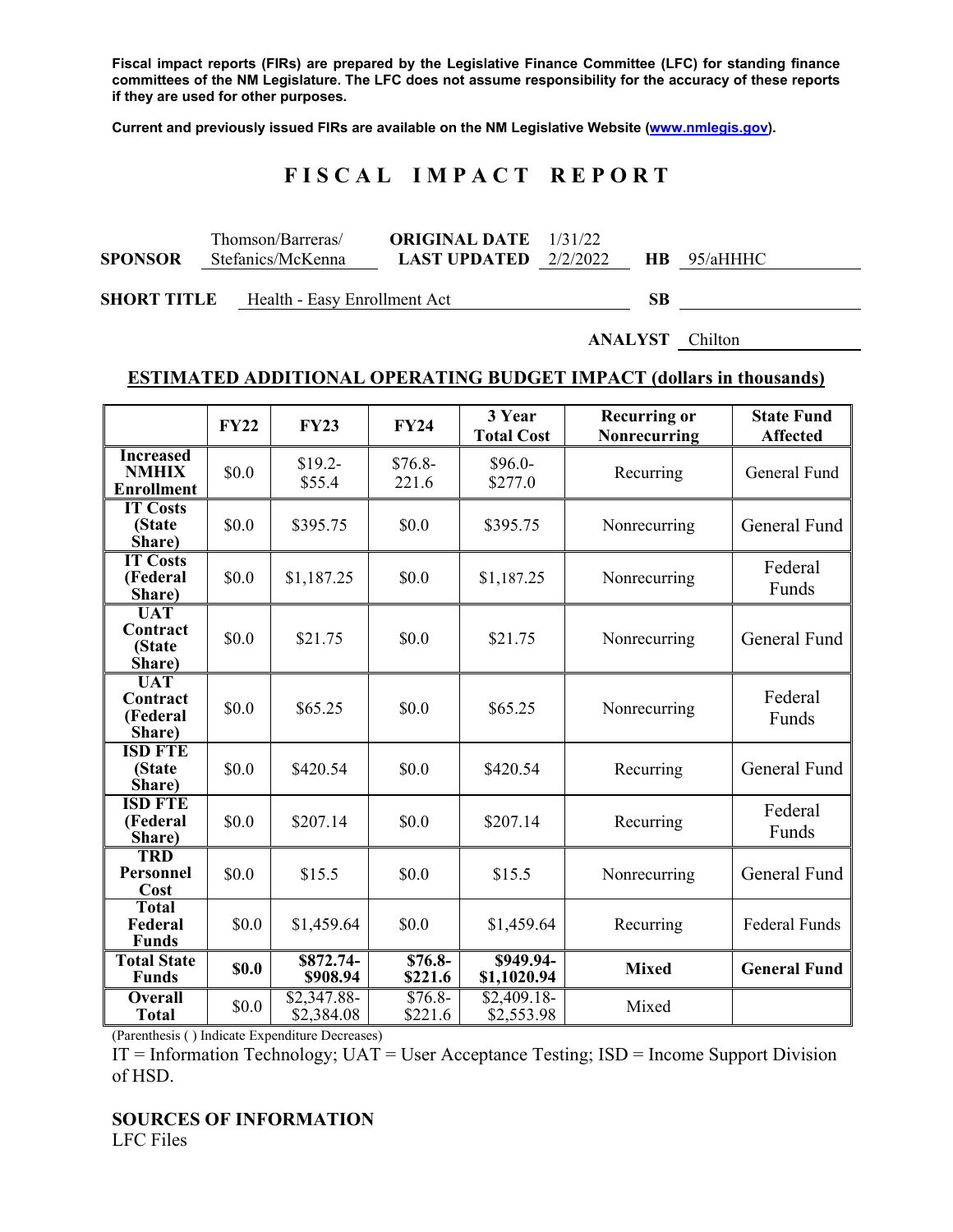**Fiscal impact reports (FIRs) are prepared by the Legislative Finance Committee (LFC) for standing finance committees of the NM Legislature. The LFC does not assume responsibility for the accuracy of these reports if they are used for other purposes.**

**Current and previously issued FIRs are available on the NM Legislative Website ([www.nmlegis.gov](www.nmlegis.gov)).**

# F I S C A L I M P A C T R E P O R T

**SPONSOR** Thomson/Barreras/Stefanics/McKenna **ORIGINAL DATE** 1/31/22 **LAST UPDATED** 2/2/2022 **HB** 95/aHHHC

**SHORT TITLE** Health - Easy Enrollment Act **SB**

**ANALYST** Chilton

## ESTIMATED ADDITIONAL OPERATING BUDGET IMPACT (dollars in thousands)

| | FY22 | FY23 | FY24 | 3 Year Total Cost | Recurring or Nonrecurring | State Fund Affected |
|---|---|---|---|---|---|---|
| **Increased NMHIX Enrollment** | $0.0 | $19.2-$55.4 | $76.8-221.6 | $96.0-$277.0 | Recurring | General Fund |
| **IT Costs (State Share)** | $0.0 | $395.75 | $0.0 | $395.75 | Nonrecurring | General Fund |
| **IT Costs (Federal Share)** | $0.0 | $1,187.25 | $0.0 | $1,187.25 | Nonrecurring | Federal Funds |
| **UAT Contract (State Share)** | $0.0 | $21.75 | $0.0 | $21.75 | Nonrecurring | General Fund |
| **UAT Contract (Federal Share)** | $0.0 | $65.25 | $0.0 | $65.25 | Nonrecurring | Federal Funds |
| **ISD FTE (State Share)** | $0.0 | $420.54 | $0.0 | $420.54 | Recurring | General Fund |
| **ISD FTE (Federal Share)** | $0.0 | $207.14 | $0.0 | $207.14 | Recurring | Federal Funds |
| **TRD Personnel Cost** | $0.0 | $15.5 | $0.0 | $15.5 | Nonrecurring | General Fund |
| **Total Federal Funds** | $0.0 | $1,459.64 | $0.0 | $1,459.64 | Recurring | Federal Funds |
| **Total State Funds** | **$0.0** | **$872.74-$908.94** | **$76.8-$221.6** | **$949.94-$1,1020.94** | **Mixed** | **General Fund** |
| **Overall Total** | $0.0 | $2,347.88-$2,384.08 | $76.8-$221.6 | $2,409.18-$2,553.98 | Mixed | |

(Parenthesis ( ) Indicate Expenditure Decreases)

IT = Information Technology; UAT = User Acceptance Testing; ISD = Income Support Division of HSD.

**SOURCES OF INFORMATION**

LFC Files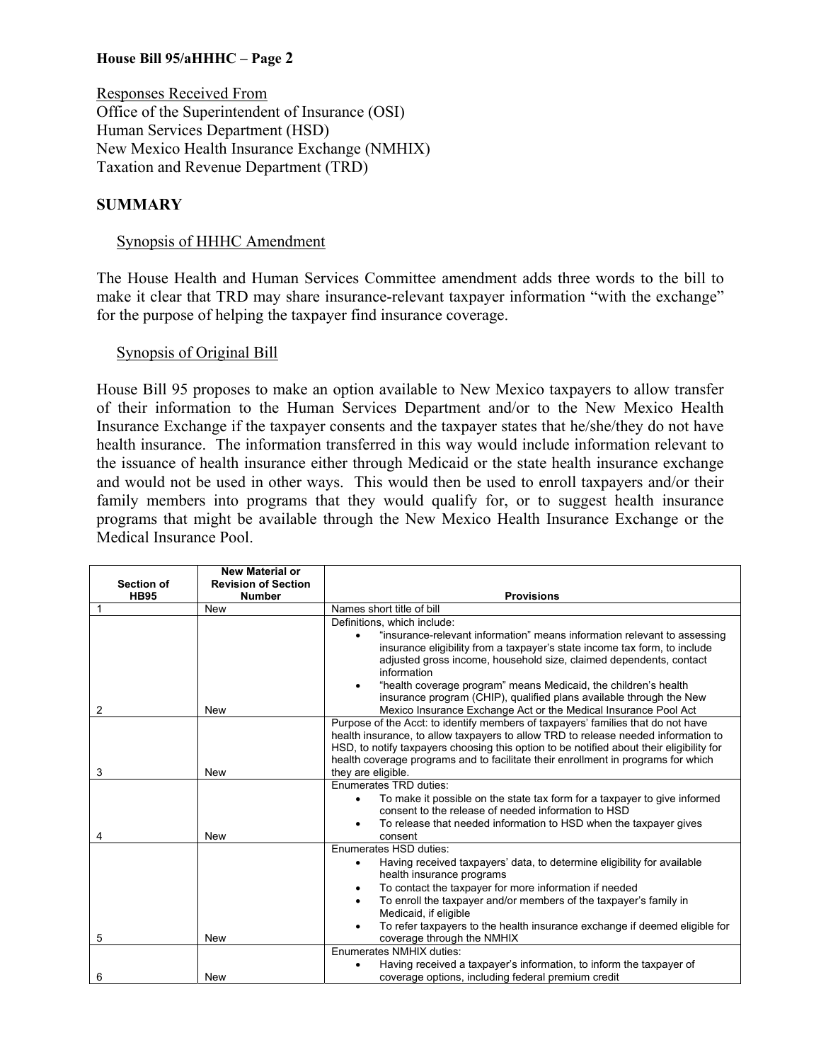Responses Received From
Office of the Superintendent of Insurance (OSI)
Human Services Department (HSD)
New Mexico Health Insurance Exchange (NMHIX)
Taxation and Revenue Department (TRD)

**SUMMARY**

Synopsis of HHHC Amendment

The House Health and Human Services Committee amendment adds three words to the bill to make it clear that TRD may share insurance-relevant taxpayer information "with the exchange" for the purpose of helping the taxpayer find insurance coverage.

Synopsis of Original Bill

House Bill 95 proposes to make an option available to New Mexico taxpayers to allow transfer of their information to the Human Services Department and/or to the New Mexico Health Insurance Exchange if the taxpayer consents and the taxpayer states that he/she/they do not have health insurance. The information transferred in this way would include information relevant to the issuance of health insurance either through Medicaid or the state health insurance exchange and would not be used in other ways. This would then be used to enroll taxpayers and/or their family members into programs that they would qualify for, or to suggest health insurance programs that might be available through the New Mexico Health Insurance Exchange or the Medical Insurance Pool.

| Section of HB95 | New Material or Revision of Section Number | Provisions |
|---|---|---|
| 1 | New | Names short title of bill |
| 2 | New | Definitions, which include: <br>• "insurance-relevant information" means information relevant to assessing insurance eligibility from a taxpayer's state income tax form, to include adjusted gross income, household size, claimed dependents, contact information <br>• "health coverage program" means Medicaid, the children's health insurance program (CHIP), qualified plans available through the New Mexico Insurance Exchange Act or the Medical Insurance Pool Act |
| 3 | New | Purpose of the Acct: to identify members of taxpayers' families that do not have health insurance, to allow taxpayers to allow TRD to release needed information to HSD, to notify taxpayers choosing this option to be notified about their eligibility for health coverage programs and to facilitate their enrollment in programs for which they are eligible. |
| 4 | New | Enumerates TRD duties: <br>• To make it possible on the state tax form for a taxpayer to give informed consent to the release of needed information to HSD <br>• To release that needed information to HSD when the taxpayer gives consent |
| 5 | New | Enumerates HSD duties: <br>• Having received taxpayers' data, to determine eligibility for available health insurance programs <br>• To contact the taxpayer for more information if needed <br>• To enroll the taxpayer and/or members of the taxpayer's family in Medicaid, if eligible <br>• To refer taxpayers to the health insurance exchange if deemed eligible for coverage through the NMHIX |
| 6 | New | Enumerates NMHIX duties: <br>• Having received a taxpayer's information, to inform the taxpayer of coverage options, including federal premium credit |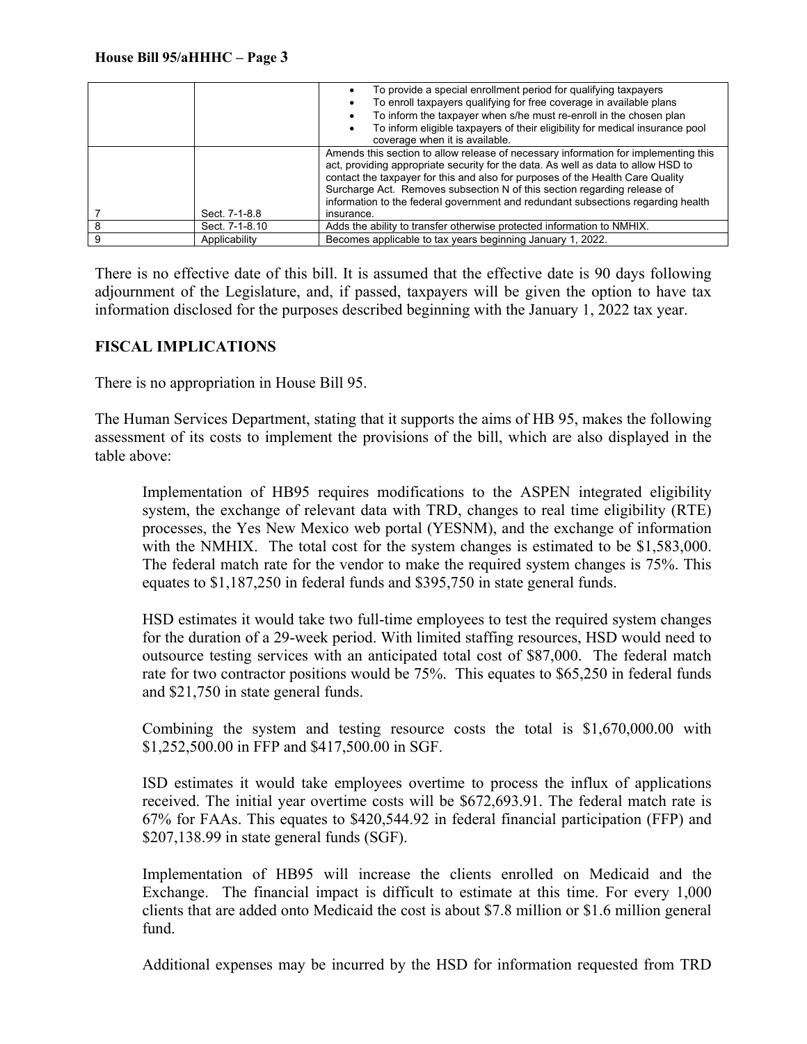| | | |
|---|---|---|
| | | • To provide a special enrollment period for qualifying taxpayers<br>• To enroll taxpayers qualifying for free coverage in available plans<br>• To inform the taxpayer when s/he must re-enroll in the chosen plan<br>• To inform eligible taxpayers of their eligibility for medical insurance pool coverage when it is available. |
| 7 | Sect. 7-1-8.8 | Amends this section to allow release of necessary information for implementing this act, providing appropriate security for the data. As well as data to allow HSD to contact the taxpayer for this and also for purposes of the Health Care Quality Surcharge Act. Removes subsection N of this section regarding release of information to the federal government and redundant subsections regarding health insurance. |
| 8 | Sect. 7-1-8.10 | Adds the ability to transfer otherwise protected information to NMHIX. |
| 9 | Applicability | Becomes applicable to tax years beginning January 1, 2022. |

There is no effective date of this bill. It is assumed that the effective date is 90 days following adjournment of the Legislature, and, if passed, taxpayers will be given the option to have tax information disclosed for the purposes described beginning with the January 1, 2022 tax year.

**FISCAL IMPLICATIONS**

There is no appropriation in House Bill 95.

The Human Services Department, stating that it supports the aims of HB 95, makes the following assessment of its costs to implement the provisions of the bill, which are also displayed in the table above:

> Implementation of HB95 requires modifications to the ASPEN integrated eligibility system, the exchange of relevant data with TRD, changes to real time eligibility (RTE) processes, the Yes New Mexico web portal (YESNM), and the exchange of information with the NMHIX. The total cost for the system changes is estimated to be $1,583,000. The federal match rate for the vendor to make the required system changes is 75%. This equates to $1,187,250 in federal funds and $395,750 in state general funds.
>
> HSD estimates it would take two full-time employees to test the required system changes for the duration of a 29-week period. With limited staffing resources, HSD would need to outsource testing services with an anticipated total cost of $87,000. The federal match rate for two contractor positions would be 75%. This equates to $65,250 in federal funds and $21,750 in state general funds.
>
> Combining the system and testing resource costs the total is $1,670,000.00 with $1,252,500.00 in FFP and $417,500.00 in SGF.
>
> ISD estimates it would take employees overtime to process the influx of applications received. The initial year overtime costs will be $672,693.91. The federal match rate is 67% for FAAs. This equates to $420,544.92 in federal financial participation (FFP) and $207,138.99 in state general funds (SGF).
>
> Implementation of HB95 will increase the clients enrolled on Medicaid and the Exchange. The financial impact is difficult to estimate at this time. For every 1,000 clients that are added onto Medicaid the cost is about $7.8 million or $1.6 million general fund.
>
> Additional expenses may be incurred by the HSD for information requested from TRD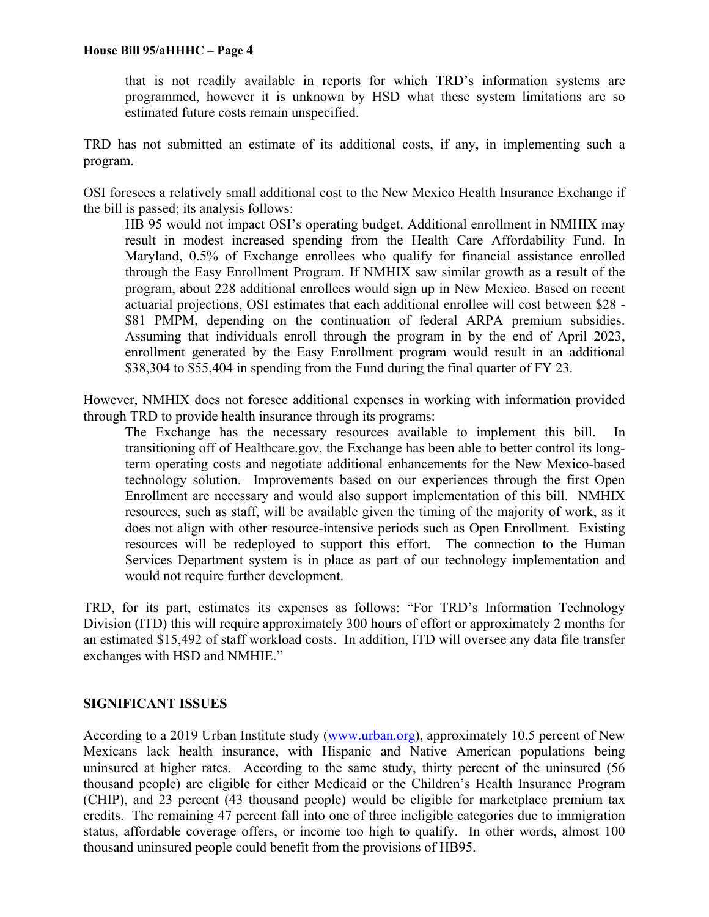that is not readily available in reports for which TRD's information systems are programmed, however it is unknown by HSD what these system limitations are so estimated future costs remain unspecified.

TRD has not submitted an estimate of its additional costs, if any, in implementing such a program.

OSI foresees a relatively small additional cost to the New Mexico Health Insurance Exchange if the bill is passed; its analysis follows:

> HB 95 would not impact OSI's operating budget. Additional enrollment in NMHIX may result in modest increased spending from the Health Care Affordability Fund. In Maryland, 0.5% of Exchange enrollees who qualify for financial assistance enrolled through the Easy Enrollment Program. If NMHIX saw similar growth as a result of the program, about 228 additional enrollees would sign up in New Mexico. Based on recent actuarial projections, OSI estimates that each additional enrollee will cost between $28 - $81 PMPM, depending on the continuation of federal ARPA premium subsidies. Assuming that individuals enroll through the program in by the end of April 2023, enrollment generated by the Easy Enrollment program would result in an additional $38,304 to $55,404 in spending from the Fund during the final quarter of FY 23.

However, NMHIX does not foresee additional expenses in working with information provided through TRD to provide health insurance through its programs:

> The Exchange has the necessary resources available to implement this bill. In transitioning off of Healthcare.gov, the Exchange has been able to better control its long-term operating costs and negotiate additional enhancements for the New Mexico-based technology solution. Improvements based on our experiences through the first Open Enrollment are necessary and would also support implementation of this bill. NMHIX resources, such as staff, will be available given the timing of the majority of work, as it does not align with other resource-intensive periods such as Open Enrollment. Existing resources will be redeployed to support this effort. The connection to the Human Services Department system is in place as part of our technology implementation and would not require further development.

TRD, for its part, estimates its expenses as follows: "For TRD's Information Technology Division (ITD) this will require approximately 300 hours of effort or approximately 2 months for an estimated $15,492 of staff workload costs. In addition, ITD will oversee any data file transfer exchanges with HSD and NMHIE."

## SIGNIFICANT ISSUES

According to a 2019 Urban Institute study (www.urban.org), approximately 10.5 percent of New Mexicans lack health insurance, with Hispanic and Native American populations being uninsured at higher rates. According to the same study, thirty percent of the uninsured (56 thousand people) are eligible for either Medicaid or the Children's Health Insurance Program (CHIP), and 23 percent (43 thousand people) would be eligible for marketplace premium tax credits. The remaining 47 percent fall into one of three ineligible categories due to immigration status, affordable coverage offers, or income too high to qualify. In other words, almost 100 thousand uninsured people could benefit from the provisions of HB95.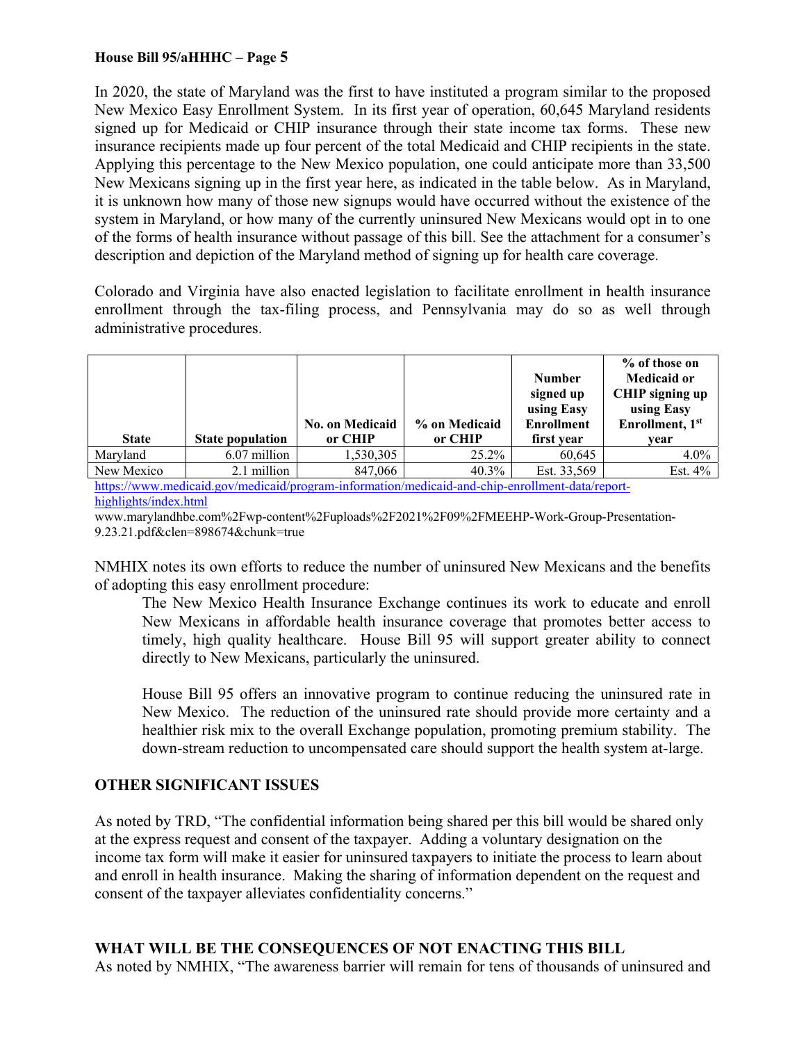In 2020, the state of Maryland was the first to have instituted a program similar to the proposed New Mexico Easy Enrollment System. In its first year of operation, 60,645 Maryland residents signed up for Medicaid or CHIP insurance through their state income tax forms. These new insurance recipients made up four percent of the total Medicaid and CHIP recipients in the state. Applying this percentage to the New Mexico population, one could anticipate more than 33,500 New Mexicans signing up in the first year here, as indicated in the table below. As in Maryland, it is unknown how many of those new signups would have occurred without the existence of the system in Maryland, or how many of the currently uninsured New Mexicans would opt in to one of the forms of health insurance without passage of this bill. See the attachment for a consumer's description and depiction of the Maryland method of signing up for health care coverage.

Colorado and Virginia have also enacted legislation to facilitate enrollment in health insurance enrollment through the tax-filing process, and Pennsylvania may do so as well through administrative procedures.

| State | State population | No. on Medicaid or CHIP | % on Medicaid or CHIP | Number signed up using Easy Enrollment first year | % of those on Medicaid or CHIP signing up using Easy Enrollment, 1st year |
|---|---|---|---|---|---|
| Maryland | 6.07 million | 1,530,305 | 25.2% | 60,645 | 4.0% |
| New Mexico | 2.1 million | 847,066 | 40.3% | Est. 33,569 | Est. 4% |

https://www.medicaid.gov/medicaid/program-information/medicaid-and-chip-enrollment-data/report-highlights/index.html

www.marylandhbe.com%2Fwp-content%2Fuploads%2F2021%2F09%2FMEEHP-Work-Group-Presentation-9.23.21.pdf&clen=898674&chunk=true

NMHIX notes its own efforts to reduce the number of uninsured New Mexicans and the benefits of adopting this easy enrollment procedure:

> The New Mexico Health Insurance Exchange continues its work to educate and enroll New Mexicans in affordable health insurance coverage that promotes better access to timely, high quality healthcare. House Bill 95 will support greater ability to connect directly to New Mexicans, particularly the uninsured.
>
> House Bill 95 offers an innovative program to continue reducing the uninsured rate in New Mexico. The reduction of the uninsured rate should provide more certainty and a healthier risk mix to the overall Exchange population, promoting premium stability. The down-stream reduction to uncompensated care should support the health system at-large.

## OTHER SIGNIFICANT ISSUES

As noted by TRD, "The confidential information being shared per this bill would be shared only at the express request and consent of the taxpayer. Adding a voluntary designation on the income tax form will make it easier for uninsured taxpayers to initiate the process to learn about and enroll in health insurance. Making the sharing of information dependent on the request and consent of the taxpayer alleviates confidentiality concerns."

## WHAT WILL BE THE CONSEQUENCES OF NOT ENACTING THIS BILL

As noted by NMHIX, "The awareness barrier will remain for tens of thousands of uninsured and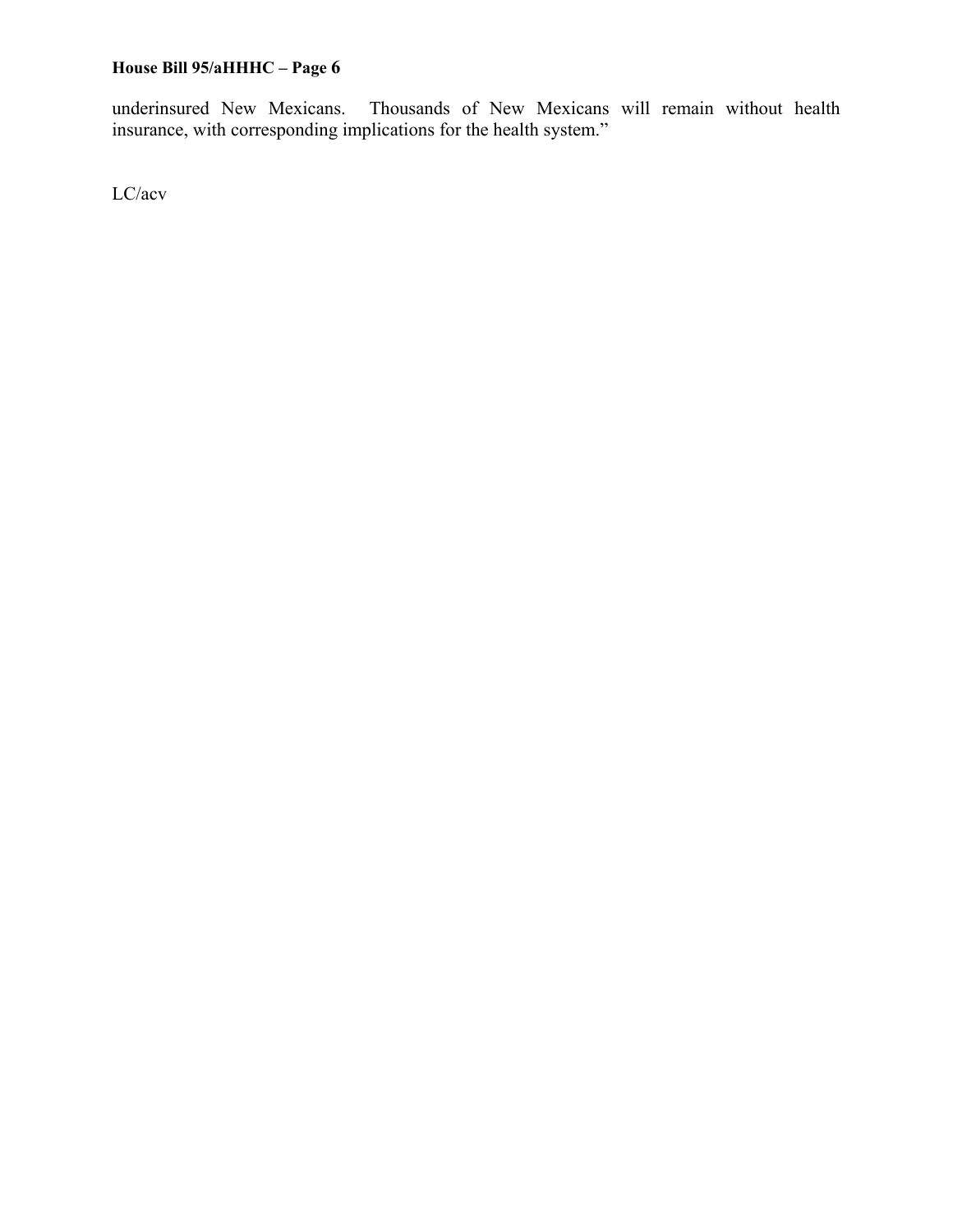underinsured New Mexicans. Thousands of New Mexicans will remain without health insurance, with corresponding implications for the health system."

LC/acv